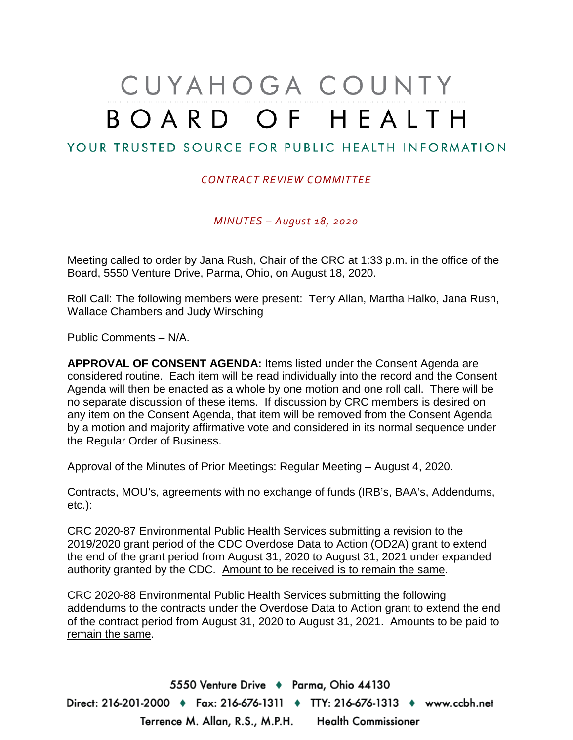# CUYAHOGA COUNTY BOARD OF HEALTH

## YOUR TRUSTED SOURCE FOR PUBLIC HEALTH INFORMATION

*CONTRACT REVIEW COMMITTEE*

*MINUTES – August 18, 2020*

Meeting called to order by Jana Rush, Chair of the CRC at 1:33 p.m. in the office of the Board, 5550 Venture Drive, Parma, Ohio, on August 18, 2020.

Roll Call: The following members were present: Terry Allan, Martha Halko, Jana Rush, Wallace Chambers and Judy Wirsching

Public Comments – N/A.

**APPROVAL OF CONSENT AGENDA:** Items listed under the Consent Agenda are considered routine. Each item will be read individually into the record and the Consent Agenda will then be enacted as a whole by one motion and one roll call. There will be no separate discussion of these items. If discussion by CRC members is desired on any item on the Consent Agenda, that item will be removed from the Consent Agenda by a motion and majority affirmative vote and considered in its normal sequence under the Regular Order of Business.

Approval of the Minutes of Prior Meetings: Regular Meeting – August 4, 2020.

Contracts, MOU's, agreements with no exchange of funds (IRB's, BAA's, Addendums, etc.):

CRC 2020-87 Environmental Public Health Services submitting a revision to the 2019/2020 grant period of the CDC Overdose Data to Action (OD2A) grant to extend the end of the grant period from August 31, 2020 to August 31, 2021 under expanded authority granted by the CDC. Amount to be received is to remain the same.

CRC 2020-88 Environmental Public Health Services submitting the following addendums to the contracts under the Overdose Data to Action grant to extend the end of the contract period from August 31, 2020 to August 31, 2021. Amounts to be paid to remain the same.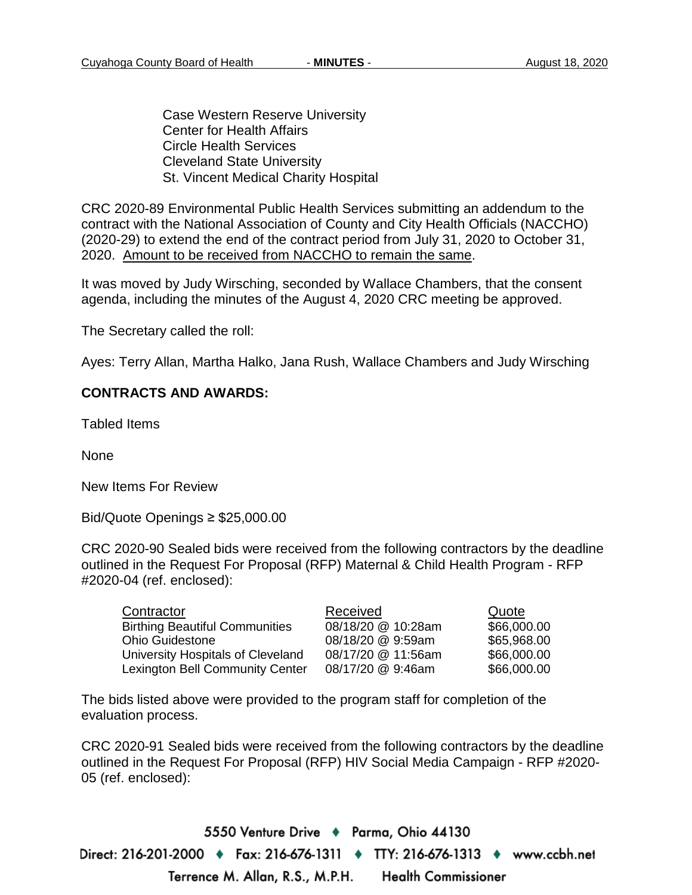Case Western Reserve University
Center for Health Affairs
Circle Health Services
Cleveland State University
St. Vincent Medical Charity Hospital

CRC 2020-89 Environmental Public Health Services submitting an addendum to the contract with the National Association of County and City Health Officials (NACCHO) (2020-29) to extend the end of the contract period from July 31, 2020 to October 31, 2020. Amount to be received from NACCHO to remain the same.

It was moved by Judy Wirsching, seconded by Wallace Chambers, that the consent agenda, including the minutes of the August 4, 2020 CRC meeting be approved.

The Secretary called the roll:

Ayes: Terry Allan, Martha Halko, Jana Rush, Wallace Chambers and Judy Wirsching

**CONTRACTS AND AWARDS:**

Tabled Items

None

New Items For Review

Bid/Quote Openings ≥ $25,000.00

CRC 2020-90 Sealed bids were received from the following contractors by the deadline outlined in the Request For Proposal (RFP) Maternal & Child Health Program - RFP #2020-04 (ref. enclosed):

| Contractor | Received | Quote |
|---|---|---|
| Birthing Beautiful Communities | 08/18/20 @ 10:28am | $66,000.00 |
| Ohio Guidestone | 08/18/20 @ 9:59am | $65,968.00 |
| University Hospitals of Cleveland | 08/17/20 @ 11:56am | $66,000.00 |
| Lexington Bell Community Center | 08/17/20 @ 9:46am | $66,000.00 |

The bids listed above were provided to the program staff for completion of the evaluation process.

CRC 2020-91 Sealed bids were received from the following contractors by the deadline outlined in the Request For Proposal (RFP) HIV Social Media Campaign - RFP #2020-05 (ref. enclosed):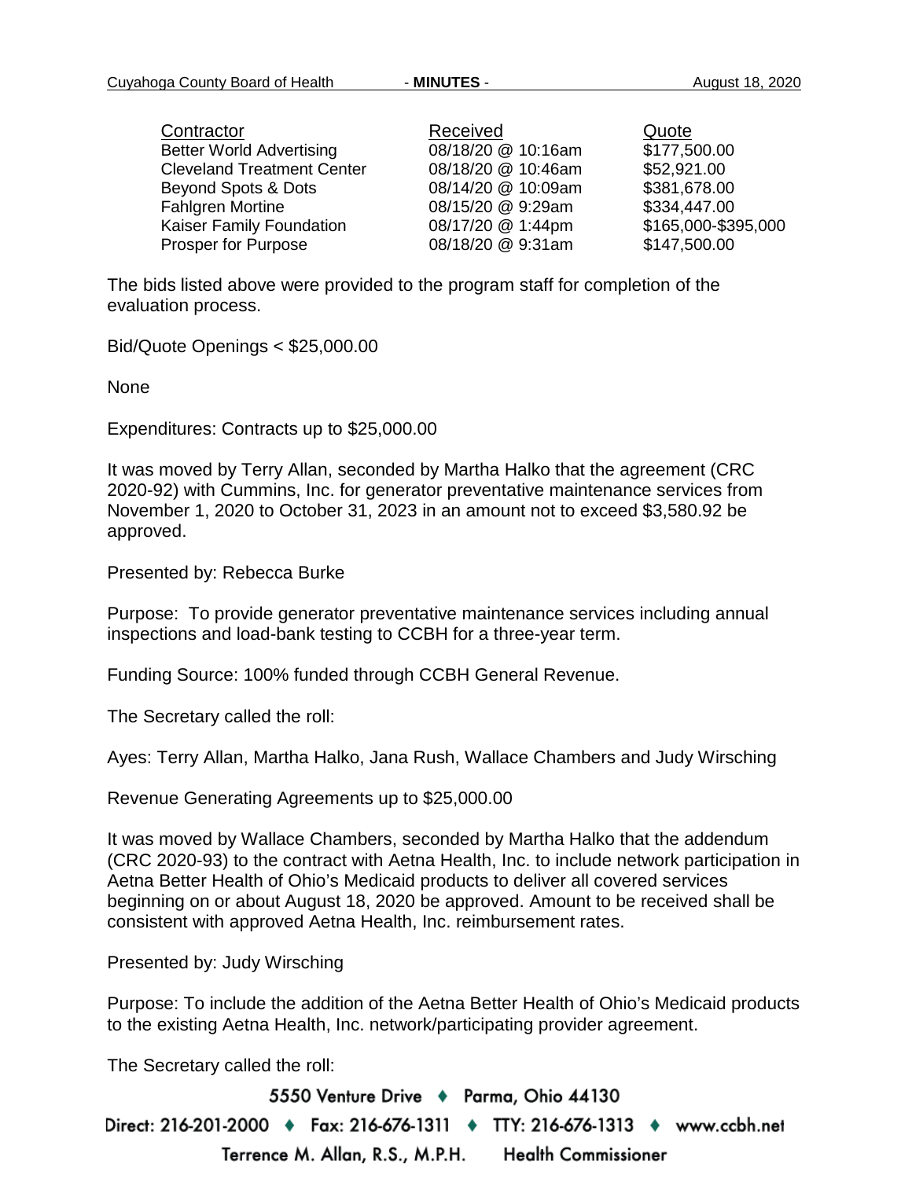| Contractor | Received | Quote |
|---|---|---|
| Better World Advertising | 08/18/20 @ 10:16am | $177,500.00 |
| Cleveland Treatment Center | 08/18/20 @ 10:46am | $52,921.00 |
| Beyond Spots & Dots | 08/14/20 @ 10:09am | $381,678.00 |
| Fahlgren Mortine | 08/15/20 @ 9:29am | $334,447.00 |
| Kaiser Family Foundation | 08/17/20 @ 1:44pm | $165,000-$395,000 |
| Prosper for Purpose | 08/18/20 @ 9:31am | $147,500.00 |

The bids listed above were provided to the program staff for completion of the evaluation process.

Bid/Quote Openings < $25,000.00

None

Expenditures: Contracts up to $25,000.00

It was moved by Terry Allan, seconded by Martha Halko that the agreement (CRC 2020-92) with Cummins, Inc. for generator preventative maintenance services from November 1, 2020 to October 31, 2023 in an amount not to exceed $3,580.92 be approved.

Presented by: Rebecca Burke

Purpose: To provide generator preventative maintenance services including annual inspections and load-bank testing to CCBH for a three-year term.

Funding Source: 100% funded through CCBH General Revenue.

The Secretary called the roll:

Ayes: Terry Allan, Martha Halko, Jana Rush, Wallace Chambers and Judy Wirsching

Revenue Generating Agreements up to $25,000.00

It was moved by Wallace Chambers, seconded by Martha Halko that the addendum (CRC 2020-93) to the contract with Aetna Health, Inc. to include network participation in Aetna Better Health of Ohio's Medicaid products to deliver all covered services beginning on or about August 18, 2020 be approved. Amount to be received shall be consistent with approved Aetna Health, Inc. reimbursement rates.

Presented by: Judy Wirsching

Purpose: To include the addition of the Aetna Better Health of Ohio's Medicaid products to the existing Aetna Health, Inc. network/participating provider agreement.

The Secretary called the roll: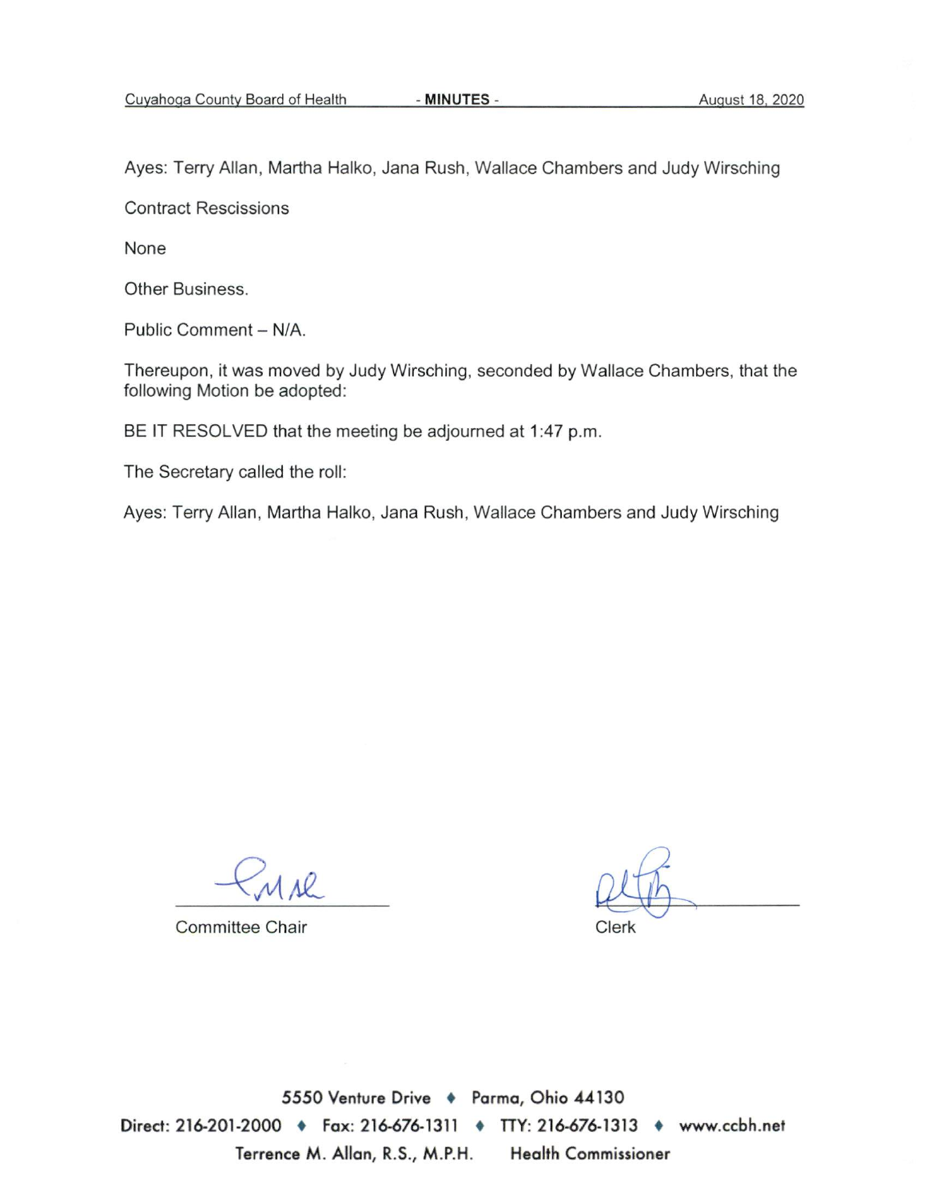Ayes: Terry Allan, Martha Halko, Jana Rush, Wallace Chambers and Judy Wirsching

Contract Rescissions

None

Other Business.

Public Comment – N/A.

Thereupon, it was moved by Judy Wirsching, seconded by Wallace Chambers, that the following Motion be adopted:

BE IT RESOLVED that the meeting be adjourned at 1:47 p.m.

The Secretary called the roll:

Ayes: Terry Allan, Martha Halko, Jana Rush, Wallace Chambers and Judy Wirsching

Committee Chair

Clerk

5550 Venture Drive ♦ Parma, Ohio 44130

Direct: 216-201-2000 ♦ Fax: 216-676-1311 ♦ TTY: 216-676-1313 ♦ www.ccbh.net

Terrence M. Allan, R.S., M.P.H. Health Commissioner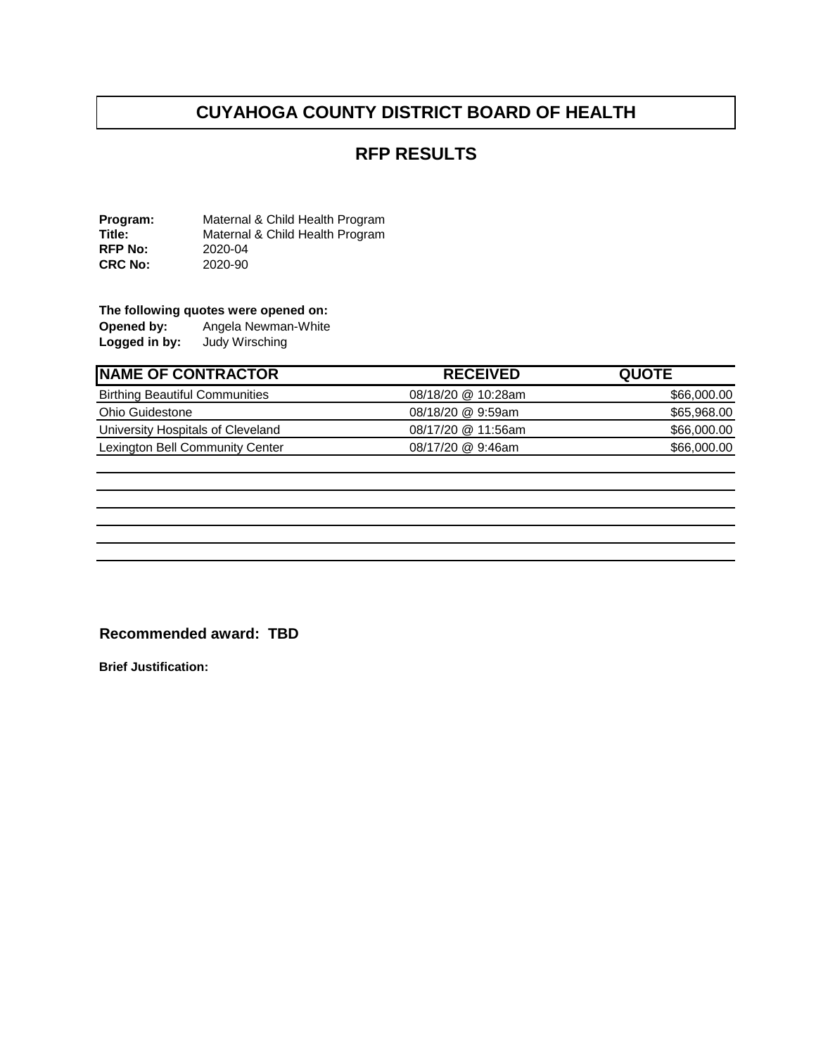# CUYAHOGA COUNTY DISTRICT BOARD OF HEALTH

## RFP RESULTS

**Program:** Maternal & Child Health Program
**Title:** Maternal & Child Health Program
**RFP No:** 2020-04
**CRC No:** 2020-90

**The following quotes were opened on:**
**Opened by:** Angela Newman-White
**Logged in by:** Judy Wirsching

| NAME OF CONTRACTOR | RECEIVED | QUOTE |
|---|---|---|
| Birthing Beautiful Communities | 08/18/20 @ 10:28am | $66,000.00 |
| Ohio Guidestone | 08/18/20 @ 9:59am | $65,968.00 |
| University Hospitals of Cleveland | 08/17/20 @ 11:56am | $66,000.00 |
| Lexington Bell Community Center | 08/17/20 @ 9:46am | $66,000.00 |

**Recommended award: TBD**

**Brief Justification:**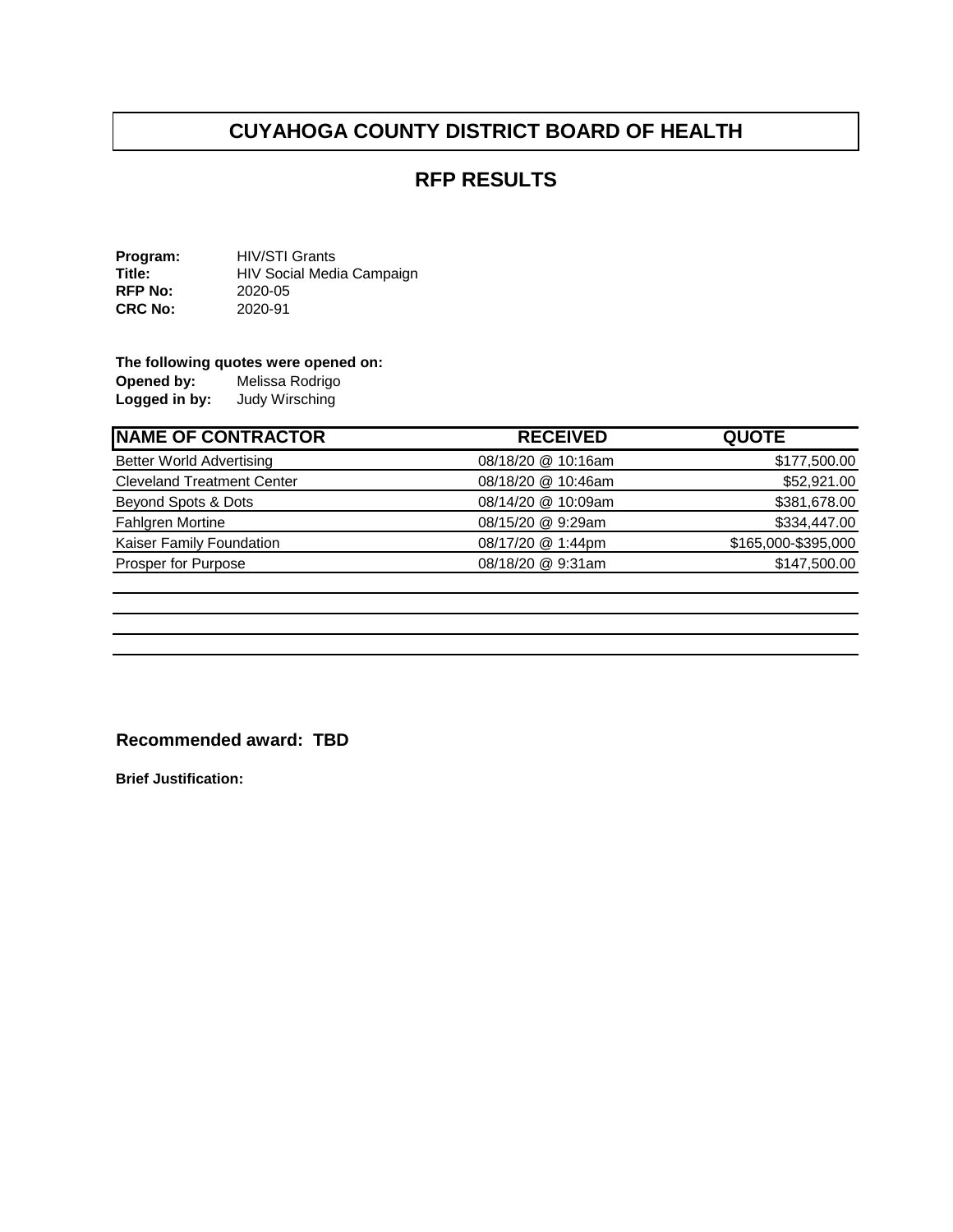# CUYAHOGA COUNTY DISTRICT BOARD OF HEALTH

## RFP RESULTS

**Program:** HIV/STI Grants
**Title:** HIV Social Media Campaign
**RFP No:** 2020-05
**CRC No:** 2020-91

**The following quotes were opened on:**
**Opened by:** Melissa Rodrigo
**Logged in by:** Judy Wirsching

| NAME OF CONTRACTOR | RECEIVED | QUOTE |
|---|---|---|
| Better World Advertising | 08/18/20 @ 10:16am | $177,500.00 |
| Cleveland Treatment Center | 08/18/20 @ 10:46am | $52,921.00 |
| Beyond Spots & Dots | 08/14/20 @ 10:09am | $381,678.00 |
| Fahlgren Mortine | 08/15/20 @ 9:29am | $334,447.00 |
| Kaiser Family Foundation | 08/17/20 @ 1:44pm | $165,000-$395,000 |
| Prosper for Purpose | 08/18/20 @ 9:31am | $147,500.00 |

**Recommended award: TBD**

**Brief Justification:**